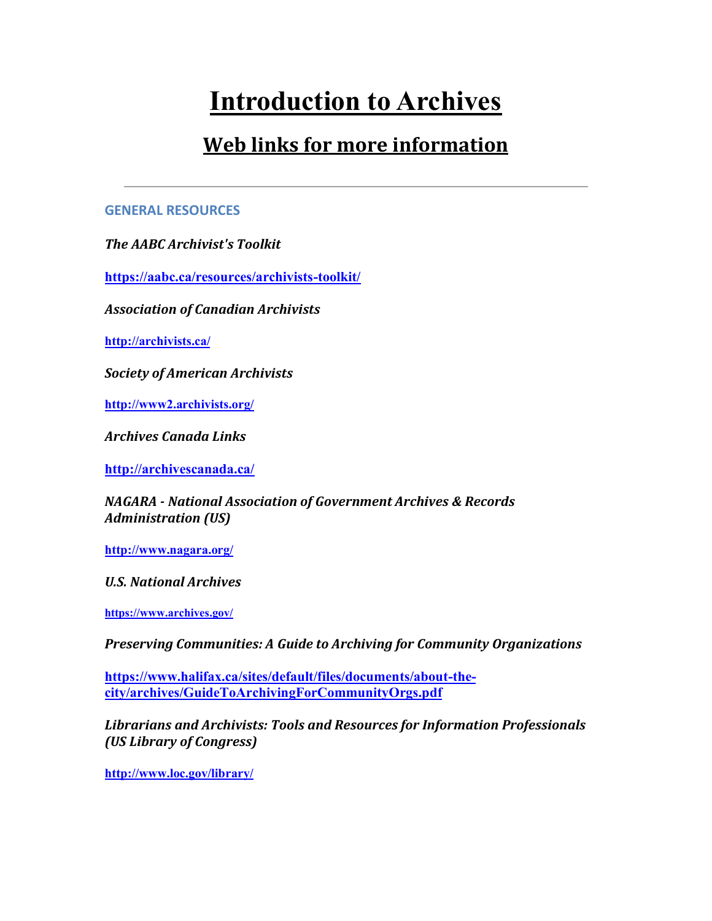# Introduction to Archives

## Web links for more information

---

### GENERAL RESOURCES

***The AABC Archivist's Toolkit***

**https://aabc.ca/resources/archivists-toolkit/**

***Association of Canadian Archivists***

**http://archivists.ca/**

***Society of American Archivists***

**http://www2.archivists.org/**

***Archives Canada Links***

**http://archivescanada.ca/**

***NAGARA - National Association of Government Archives & Records Administration (US)***

**http://www.nagara.org/**

***U.S. National Archives***

**https://www.archives.gov/**

***Preserving Communities: A Guide to Archiving for Community Organizations***

**https://www.halifax.ca/sites/default/files/documents/about-the-city/archives/GuideToArchivingForCommunityOrgs.pdf**

***Librarians and Archivists: Tools and Resources for Information Professionals (US Library of Congress)***

**http://www.loc.gov/library/**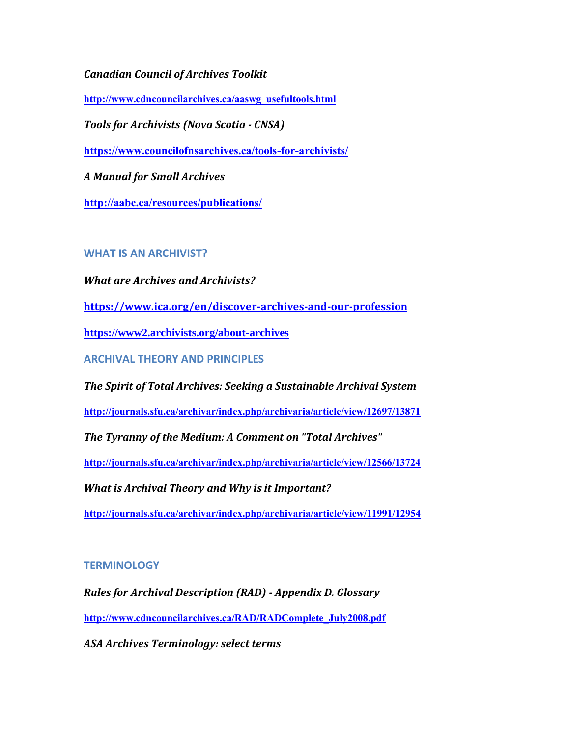***Canadian Council of Archives Toolkit***

**http://www.cdncouncilarchives.ca/aaswg_usefultools.html**

***Tools for Archivists (Nova Scotia - CNSA)***

**https://www.councilofnsarchives.ca/tools-for-archivists/**

***A Manual for Small Archives***

**http://aabc.ca/resources/publications/**

## WHAT IS AN ARCHIVIST?

***What are Archives and Archivists?***

**https://www.ica.org/en/discover-archives-and-our-profession**

**https://www2.archivists.org/about-archives**

## ARCHIVAL THEORY AND PRINCIPLES

***The Spirit of Total Archives: Seeking a Sustainable Archival System***

**http://journals.sfu.ca/archivar/index.php/archivaria/article/view/12697/13871**

***The Tyranny of the Medium: A Comment on "Total Archives"***

**http://journals.sfu.ca/archivar/index.php/archivaria/article/view/12566/13724**

***What is Archival Theory and Why is it Important?***

**http://journals.sfu.ca/archivar/index.php/archivaria/article/view/11991/12954**

## TERMINOLOGY

***Rules for Archival Description (RAD) - Appendix D. Glossary***

**http://www.cdncouncilarchives.ca/RAD/RADComplete_July2008.pdf**

***ASA Archives Terminology: select terms***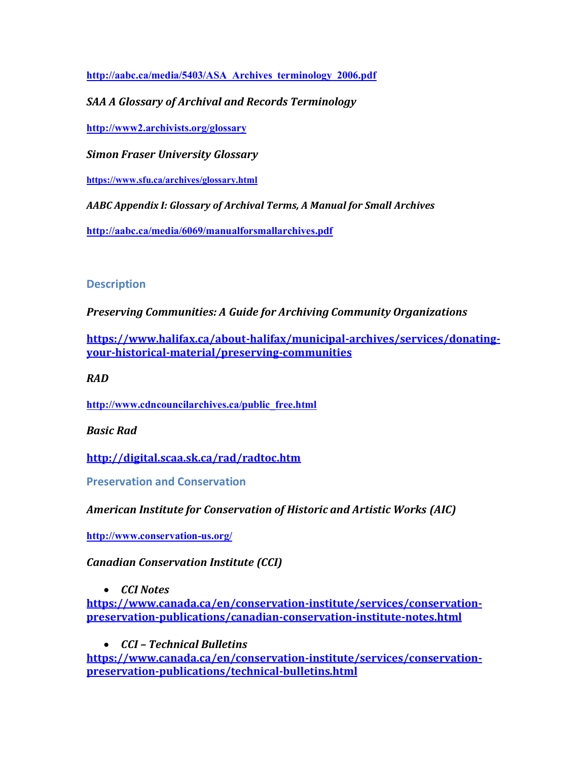http://aabc.ca/media/5403/ASA_Archives_terminology_2006.pdf

*SAA A Glossary of Archival and Records Terminology*

http://www2.archivists.org/glossary

*Simon Fraser University Glossary*

https://www.sfu.ca/archives/glossary.html

*AABC Appendix I: Glossary of Archival Terms, A Manual for Small Archives*

http://aabc.ca/media/6069/manualforsmallarchives.pdf

## Description

*Preserving Communities: A Guide for Archiving Community Organizations*

https://www.halifax.ca/about-halifax/municipal-archives/services/donating-your-historical-material/preserving-communities

*RAD*

http://www.cdncouncilarchives.ca/public_free.html

*Basic Rad*

http://digital.scaa.sk.ca/rad/radtoc.htm

## Preservation and Conservation

*American Institute for Conservation of Historic and Artistic Works (AIC)*

http://www.conservation-us.org/

*Canadian Conservation Institute (CCI)*

- *CCI Notes*

https://www.canada.ca/en/conservation-institute/services/conservation-preservation-publications/canadian-conservation-institute-notes.html

- *CCI – Technical Bulletins*

https://www.canada.ca/en/conservation-institute/services/conservation-preservation-publications/technical-bulletins.html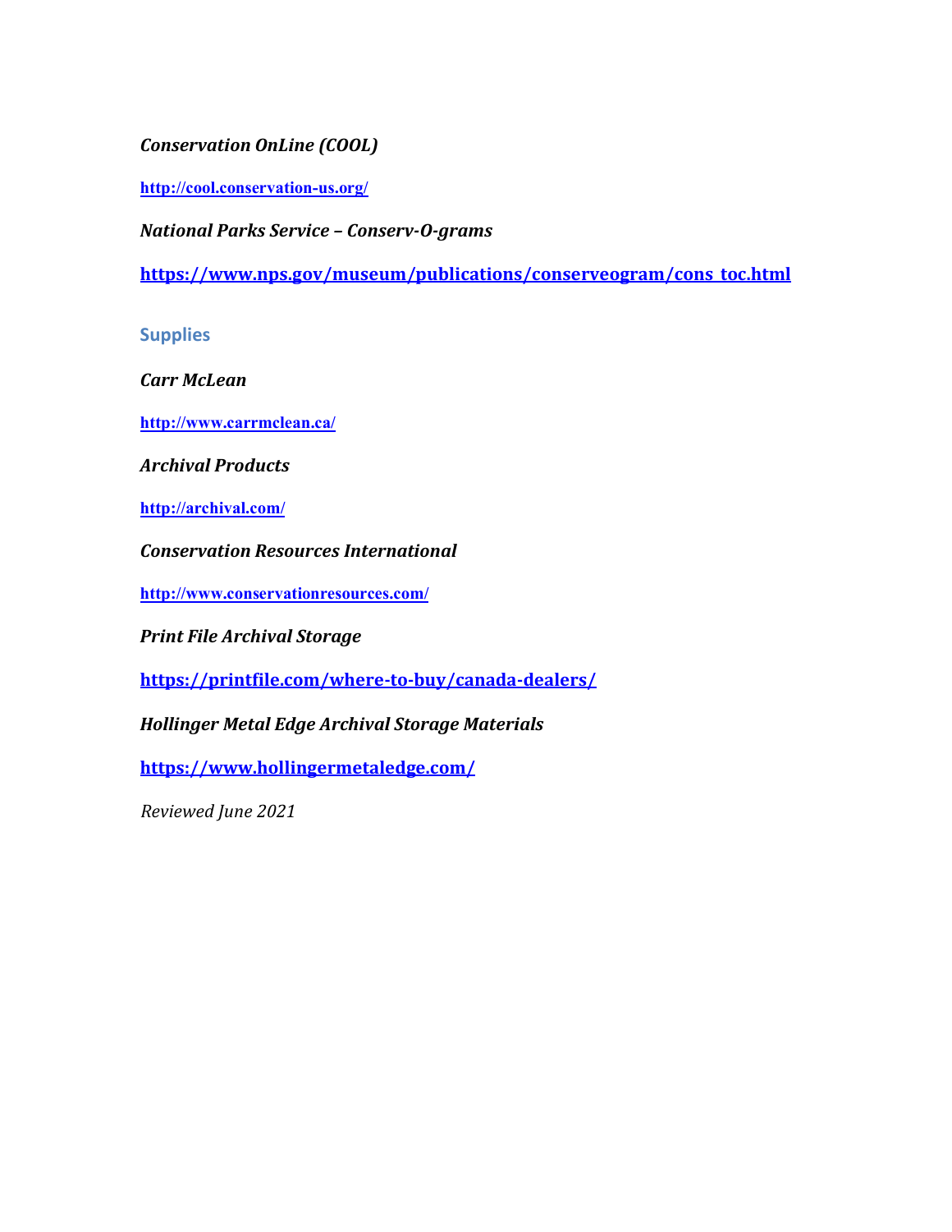*Conservation OnLine (COOL)*

http://cool.conservation-us.org/

*National Parks Service – Conserv-O-grams*

https://www.nps.gov/museum/publications/conserveogram/cons_toc.html

## Supplies

*Carr McLean*

http://www.carrmclean.ca/

*Archival Products*

http://archival.com/

*Conservation Resources International*

http://www.conservationresources.com/

*Print File Archival Storage*

https://printfile.com/where-to-buy/canada-dealers/

*Hollinger Metal Edge Archival Storage Materials*

https://www.hollingermetaledge.com/

*Reviewed June 2021*